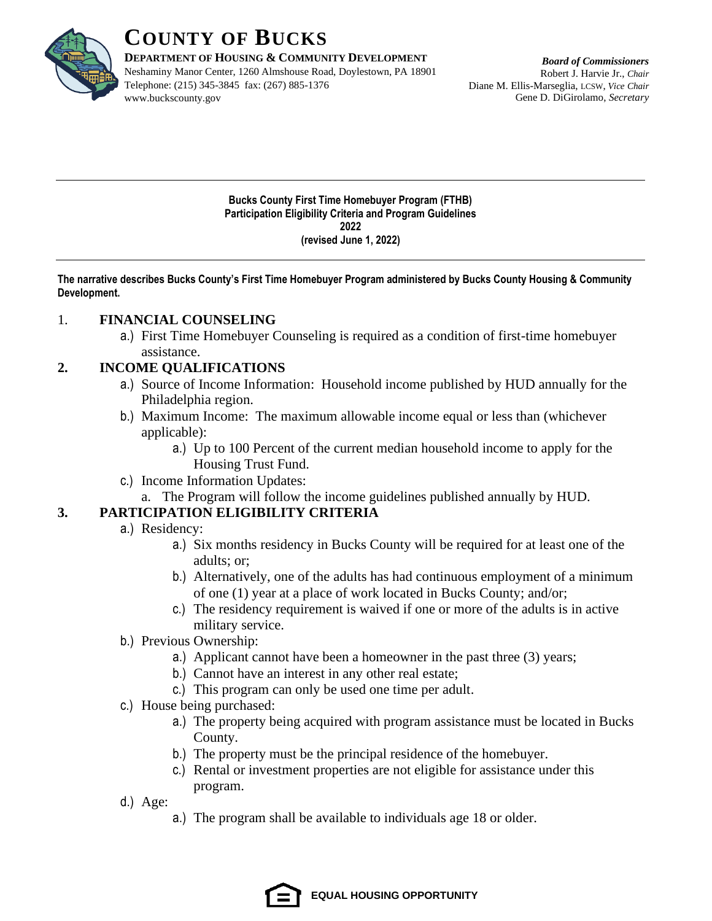# COUNTY OF BUCKS

**DEPARTMENT OF HOUSING & COMMUNITY DEVELOPMENT**
Neshaminy Manor Center, 1260 Almshouse Road, Doylestown, PA 18901
Telephone: (215) 345-3845 fax: (267) 885-1376
www.buckscounty.gov

***Board of Commissioners***
Robert J. Harvie Jr., *Chair*
Diane M. Ellis-Marseglia, LCSW, *Vice Chair*
Gene D. DiGirolamo, *Secretary*

---

**Bucks County First Time Homebuyer Program (FTHB)**
**Participation Eligibility Criteria and Program Guidelines**
**2022**
**(revised June 1, 2022)**

---

**The narrative describes Bucks County's First Time Homebuyer Program administered by Bucks County Housing & Community Development.**

1. **FINANCIAL COUNSELING**
   - a.) First Time Homebuyer Counseling is required as a condition of first-time homebuyer assistance.

2. **INCOME QUALIFICATIONS**
   - a.) Source of Income Information: Household income published by HUD annually for the Philadelphia region.
   - b.) Maximum Income: The maximum allowable income equal or less than (whichever applicable):
     - a.) Up to 100 Percent of the current median household income to apply for the Housing Trust Fund.
   - c.) Income Information Updates:
     - a. The Program will follow the income guidelines published annually by HUD.

3. **PARTICIPATION ELIGIBILITY CRITERIA**
   - a.) Residency:
     - a.) Six months residency in Bucks County will be required for at least one of the adults; or;
     - b.) Alternatively, one of the adults has had continuous employment of a minimum of one (1) year at a place of work located in Bucks County; and/or;
     - c.) The residency requirement is waived if one or more of the adults is in active military service.
   - b.) Previous Ownership:
     - a.) Applicant cannot have been a homeowner in the past three (3) years;
     - b.) Cannot have an interest in any other real estate;
     - c.) This program can only be used one time per adult.
   - c.) House being purchased:
     - a.) The property being acquired with program assistance must be located in Bucks County.
     - b.) The property must be the principal residence of the homebuyer.
     - c.) Rental or investment properties are not eligible for assistance under this program.
   - d.) Age:
     - a.) The program shall be available to individuals age 18 or older.

**EQUAL HOUSING OPPORTUNITY**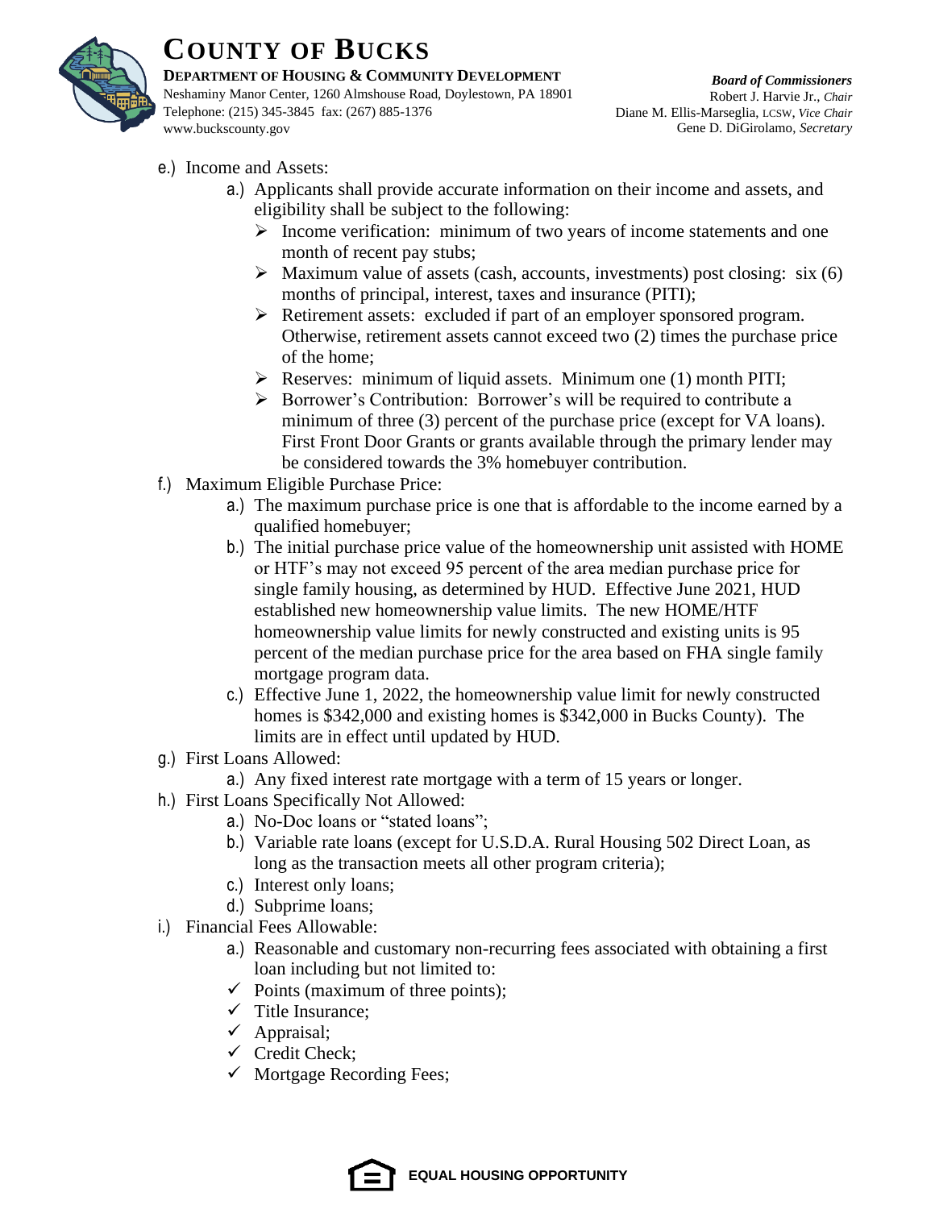e.) Income and Assets:

   a.) Applicants shall provide accurate information on their income and assets, and eligibility shall be subject to the following:
      - Income verification: minimum of two years of income statements and one month of recent pay stubs;
      - Maximum value of assets (cash, accounts, investments) post closing: six (6) months of principal, interest, taxes and insurance (PITI);
      - Retirement assets: excluded if part of an employer sponsored program. Otherwise, retirement assets cannot exceed two (2) times the purchase price of the home;
      - Reserves: minimum of liquid assets. Minimum one (1) month PITI;
      - Borrower's Contribution: Borrower's will be required to contribute a minimum of three (3) percent of the purchase price (except for VA loans). First Front Door Grants or grants available through the primary lender may be considered towards the 3% homebuyer contribution.

f.) Maximum Eligible Purchase Price:

   a.) The maximum purchase price is one that is affordable to the income earned by a qualified homebuyer;

   b.) The initial purchase price value of the homeownership unit assisted with HOME or HTF's may not exceed 95 percent of the area median purchase price for single family housing, as determined by HUD. Effective June 2021, HUD established new homeownership value limits. The new HOME/HTF homeownership value limits for newly constructed and existing units is 95 percent of the median purchase price for the area based on FHA single family mortgage program data.

   c.) Effective June 1, 2022, the homeownership value limit for newly constructed homes is $342,000 and existing homes is $342,000 in Bucks County). The limits are in effect until updated by HUD.

g.) First Loans Allowed:

   a.) Any fixed interest rate mortgage with a term of 15 years or longer.

h.) First Loans Specifically Not Allowed:

   a.) No-Doc loans or "stated loans";

   b.) Variable rate loans (except for U.S.D.A. Rural Housing 502 Direct Loan, as long as the transaction meets all other program criteria);

   c.) Interest only loans;

   d.) Subprime loans;

i.) Financial Fees Allowable:

   a.) Reasonable and customary non-recurring fees associated with obtaining a first loan including but not limited to:
   - ✓ Points (maximum of three points);
   - ✓ Title Insurance;
   - ✓ Appraisal;
   - ✓ Credit Check;
   - ✓ Mortgage Recording Fees;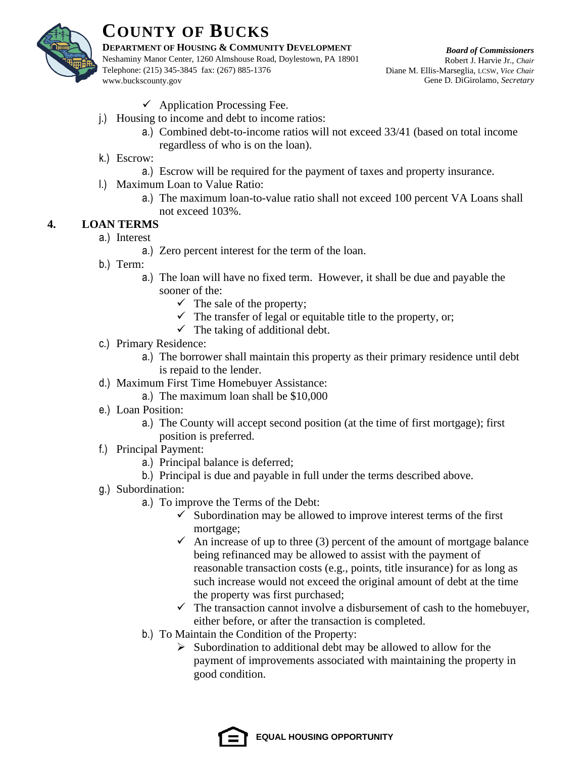- ✓ Application Processing Fee.

j.) Housing to income and debt to income ratios:

- a.) Combined debt-to-income ratios will not exceed 33/41 (based on total income regardless of who is on the loan).

k.) Escrow:

- a.) Escrow will be required for the payment of taxes and property insurance.

l.) Maximum Loan to Value Ratio:

- a.) The maximum loan-to-value ratio shall not exceed 100 percent VA Loans shall not exceed 103%.

## 4. LOAN TERMS

a.) Interest

- a.) Zero percent interest for the term of the loan.

b.) Term:

- a.) The loan will have no fixed term. However, it shall be due and payable the sooner of the:
  - ✓ The sale of the property;
  - ✓ The transfer of legal or equitable title to the property, or;
  - ✓ The taking of additional debt.

c.) Primary Residence:

- a.) The borrower shall maintain this property as their primary residence until debt is repaid to the lender.

d.) Maximum First Time Homebuyer Assistance:

- a.) The maximum loan shall be $10,000

e.) Loan Position:

- a.) The County will accept second position (at the time of first mortgage); first position is preferred.

f.) Principal Payment:

- a.) Principal balance is deferred;
- b.) Principal is due and payable in full under the terms described above.

g.) Subordination:

- a.) To improve the Terms of the Debt:
  - ✓ Subordination may be allowed to improve interest terms of the first mortgage;
  - ✓ An increase of up to three (3) percent of the amount of mortgage balance being refinanced may be allowed to assist with the payment of reasonable transaction costs (e.g., points, title insurance) for as long as such increase would not exceed the original amount of debt at the time the property was first purchased;
  - ✓ The transaction cannot involve a disbursement of cash to the homebuyer, either before, or after the transaction is completed.
- b.) To Maintain the Condition of the Property:
  - ➢ Subordination to additional debt may be allowed to allow for the payment of improvements associated with maintaining the property in good condition.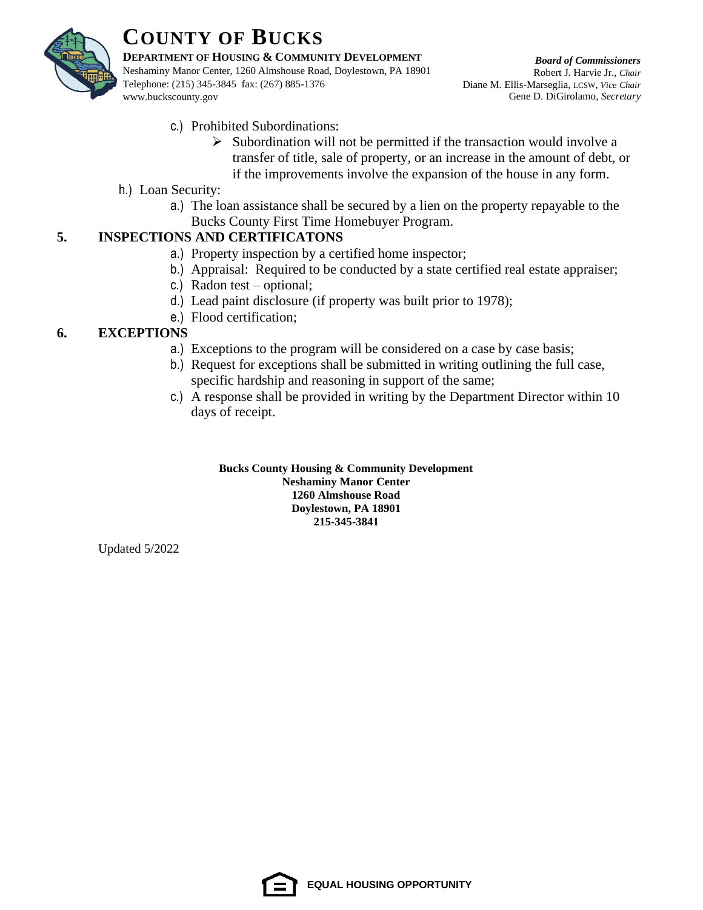# COUNTY OF BUCKS

**DEPARTMENT OF HOUSING & COMMUNITY DEVELOPMENT**
Neshaminy Manor Center, 1260 Almshouse Road, Doylestown, PA 18901
Telephone: (215) 345-3845 fax: (267) 885-1376
www.buckscounty.gov

***Board of Commissioners***
Robert J. Harvie Jr., *Chair*
Diane M. Ellis-Marseglia, LCSW, *Vice Chair*
Gene D. DiGirolamo, *Secretary*

c.) Prohibited Subordinations:

- Subordination will not be permitted if the transaction would involve a transfer of title, sale of property, or an increase in the amount of debt, or if the improvements involve the expansion of the house in any form.

h.) Loan Security:

a.) The loan assistance shall be secured by a lien on the property repayable to the Bucks County First Time Homebuyer Program.

**5. INSPECTIONS AND CERTIFICATONS**

a.) Property inspection by a certified home inspector;
b.) Appraisal: Required to be conducted by a state certified real estate appraiser;
c.) Radon test – optional;
d.) Lead paint disclosure (if property was built prior to 1978);
e.) Flood certification;

**6. EXCEPTIONS**

a.) Exceptions to the program will be considered on a case by case basis;
b.) Request for exceptions shall be submitted in writing outlining the full case, specific hardship and reasoning in support of the same;
c.) A response shall be provided in writing by the Department Director within 10 days of receipt.

**Bucks County Housing & Community Development**
**Neshaminy Manor Center**
**1260 Almshouse Road**
**Doylestown, PA 18901**
**215-345-3841**

Updated 5/2022

**EQUAL HOUSING OPPORTUNITY**